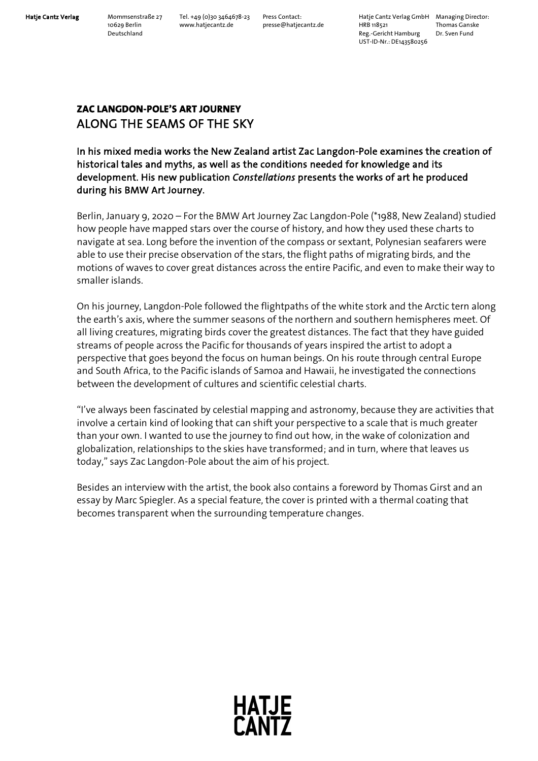**ZAC LANGDON-POLE'S ART JOURNEY**

# ALONG THE SEAMS OF THE SKY

**In his mixed media works the New Zealand artist Zac Langdon-Pole examines the creation of historical tales and myths, as well as the conditions needed for knowledge and its development. His new publication *Constellations* presents the works of art he produced during his BMW Art Journey.**

Berlin, January 9, 2020 – For the BMW Art Journey Zac Langdon-Pole (*1988, New Zealand) studied how people have mapped stars over the course of history, and how they used these charts to navigate at sea. Long before the invention of the compass or sextant, Polynesian seafarers were able to use their precise observation of the stars, the flight paths of migrating birds, and the motions of waves to cover great distances across the entire Pacific, and even to make their way to smaller islands.

On his journey, Langdon-Pole followed the flightpaths of the white stork and the Arctic tern along the earth's axis, where the summer seasons of the northern and southern hemispheres meet. Of all living creatures, migrating birds cover the greatest distances. The fact that they have guided streams of people across the Pacific for thousands of years inspired the artist to adopt a perspective that goes beyond the focus on human beings. On his route through central Europe and South Africa, to the Pacific islands of Samoa and Hawaii, he investigated the connections between the development of cultures and scientific celestial charts.

"I've always been fascinated by celestial mapping and astronomy, because they are activities that involve a certain kind of looking that can shift your perspective to a scale that is much greater than your own. I wanted to use the journey to find out how, in the wake of colonization and globalization, relationships to the skies have transformed; and in turn, where that leaves us today," says Zac Langdon-Pole about the aim of his project.

Besides an interview with the artist, the book also contains a foreword by Thomas Girst and an essay by Marc Spiegler. As a special feature, the cover is printed with a thermal coating that becomes transparent when the surrounding temperature changes.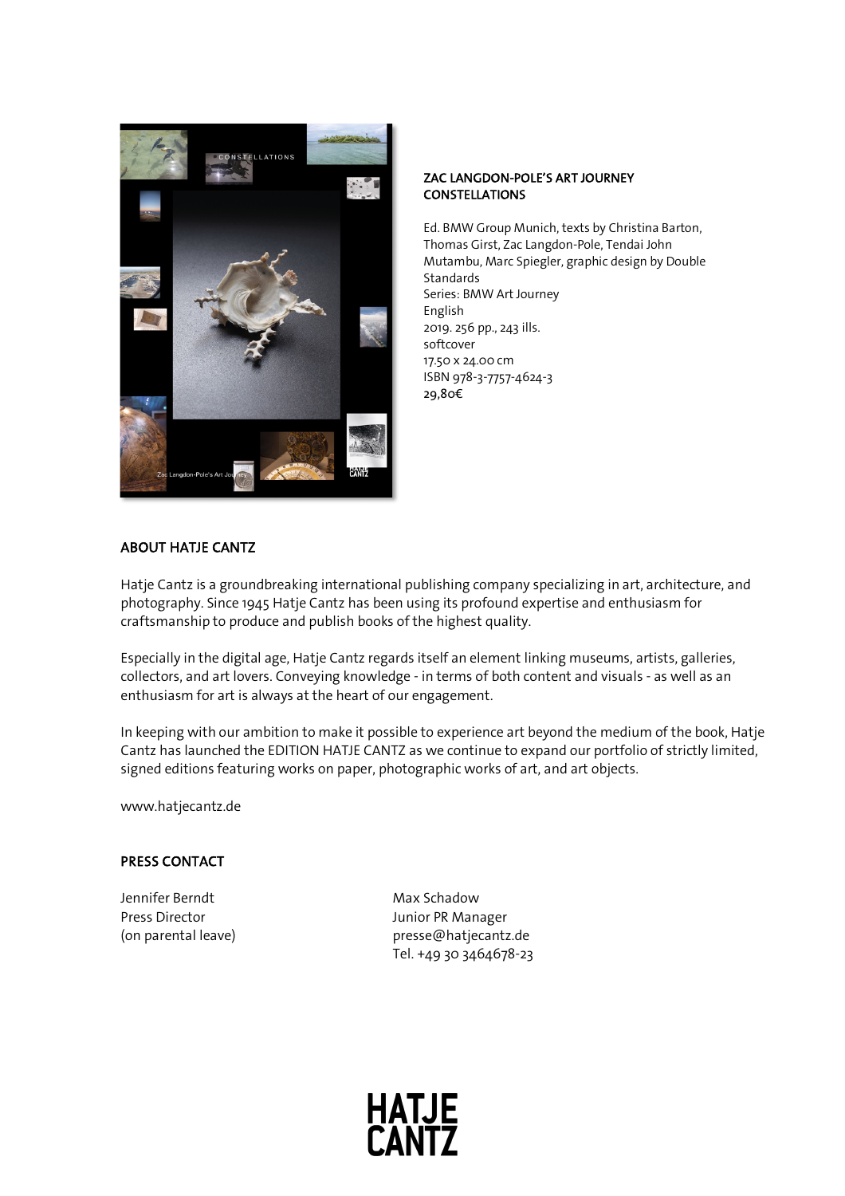**ZAC LANGDON-POLE'S ART JOURNEY**
**CONSTELLATIONS**

Ed. BMW Group Munich, texts by Christina Barton, Thomas Girst, Zac Langdon-Pole, Tendai John Mutambu, Marc Spiegler, graphic design by Double Standards
Series: BMW Art Journey
English
2019. 256 pp., 243 ills.
softcover
17.50 x 24.00 cm
ISBN 978-3-7757-4624-3
**29,80€**

## ABOUT HATJE CANTZ

Hatje Cantz is a groundbreaking international publishing company specializing in art, architecture, and photography. Since 1945 Hatje Cantz has been using its profound expertise and enthusiasm for craftsmanship to produce and publish books of the highest quality.

Especially in the digital age, Hatje Cantz regards itself an element linking museums, artists, galleries, collectors, and art lovers. Conveying knowledge - in terms of both content and visuals - as well as an enthusiasm for art is always at the heart of our engagement.

In keeping with our ambition to make it possible to experience art beyond the medium of the book, Hatje Cantz has launched the EDITION HATJE CANTZ as we continue to expand our portfolio of strictly limited, signed editions featuring works on paper, photographic works of art, and art objects.

www.hatjecantz.de

## PRESS CONTACT

Jennifer Berndt
Press Director
(on parental leave)

Max Schadow
Junior PR Manager
presse@hatjecantz.de
Tel. +49 30 3464678-23

HATJE CANTZ